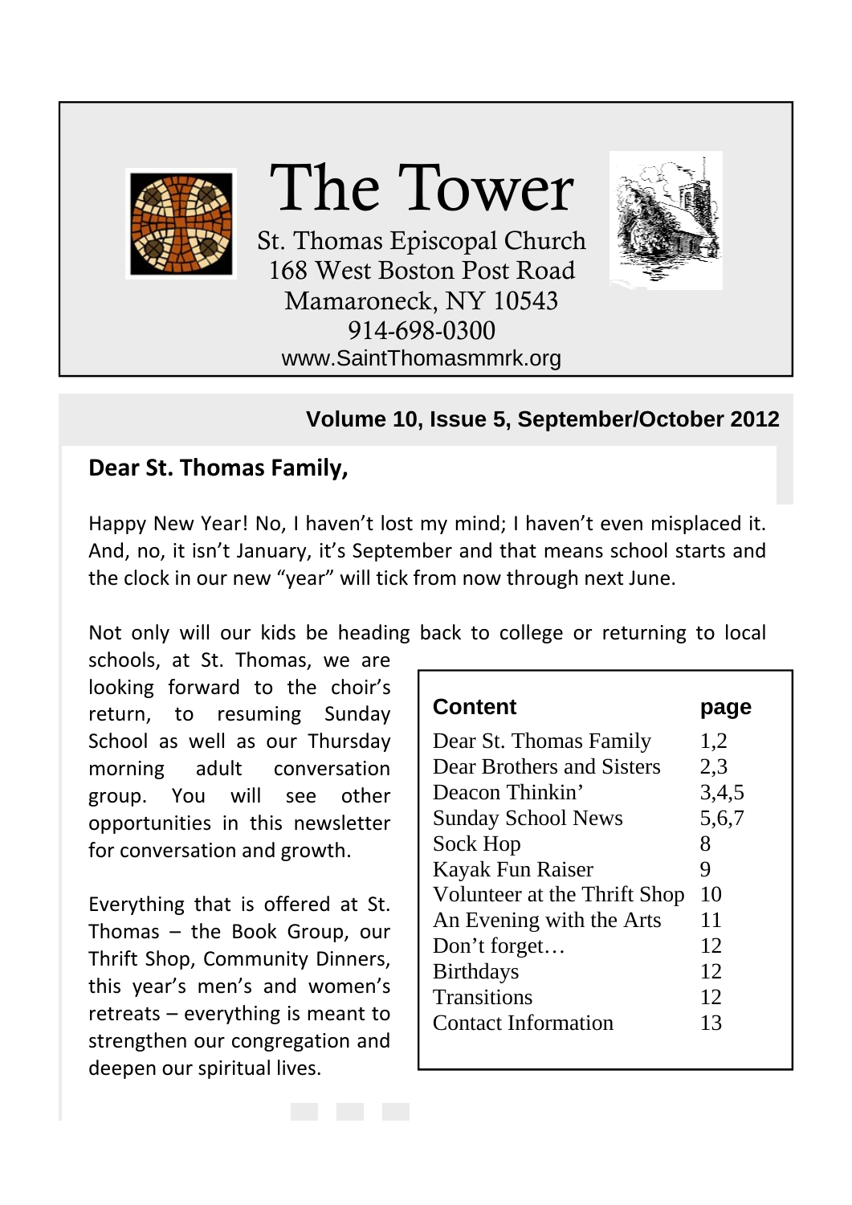# The Tower

St. Thomas Episcopal Church
168 West Boston Post Road
Mamaroneck, NY 10543
914-698-0300
www.SaintThomasmmrk.org

**Volume 10, Issue 5, September/October 2012**

## Dear St. Thomas Family,

Happy New Year! No, I haven't lost my mind; I haven't even misplaced it. And, no, it isn't January, it's September and that means school starts and the clock in our new "year" will tick from now through next June.

Not only will our kids be heading back to college or returning to local schools, at St. Thomas, we are looking forward to the choir's return, to resuming Sunday School as well as our Thursday morning adult conversation group. You will see other opportunities in this newsletter for conversation and growth.

Everything that is offered at St. Thomas – the Book Group, our Thrift Shop, Community Dinners, this year's men's and women's retreats – everything is meant to strengthen our congregation and deepen our spiritual lives.

| Content | page |
|---|---|
| Dear St. Thomas Family | 1,2 |
| Dear Brothers and Sisters | 2,3 |
| Deacon Thinkin' | 3,4,5 |
| Sunday School News | 5,6,7 |
| Sock Hop | 8 |
| Kayak Fun Raiser | 9 |
| Volunteer at the Thrift Shop | 10 |
| An Evening with the Arts | 11 |
| Don't forget… | 12 |
| Birthdays | 12 |
| Transitions | 12 |
| Contact Information | 13 |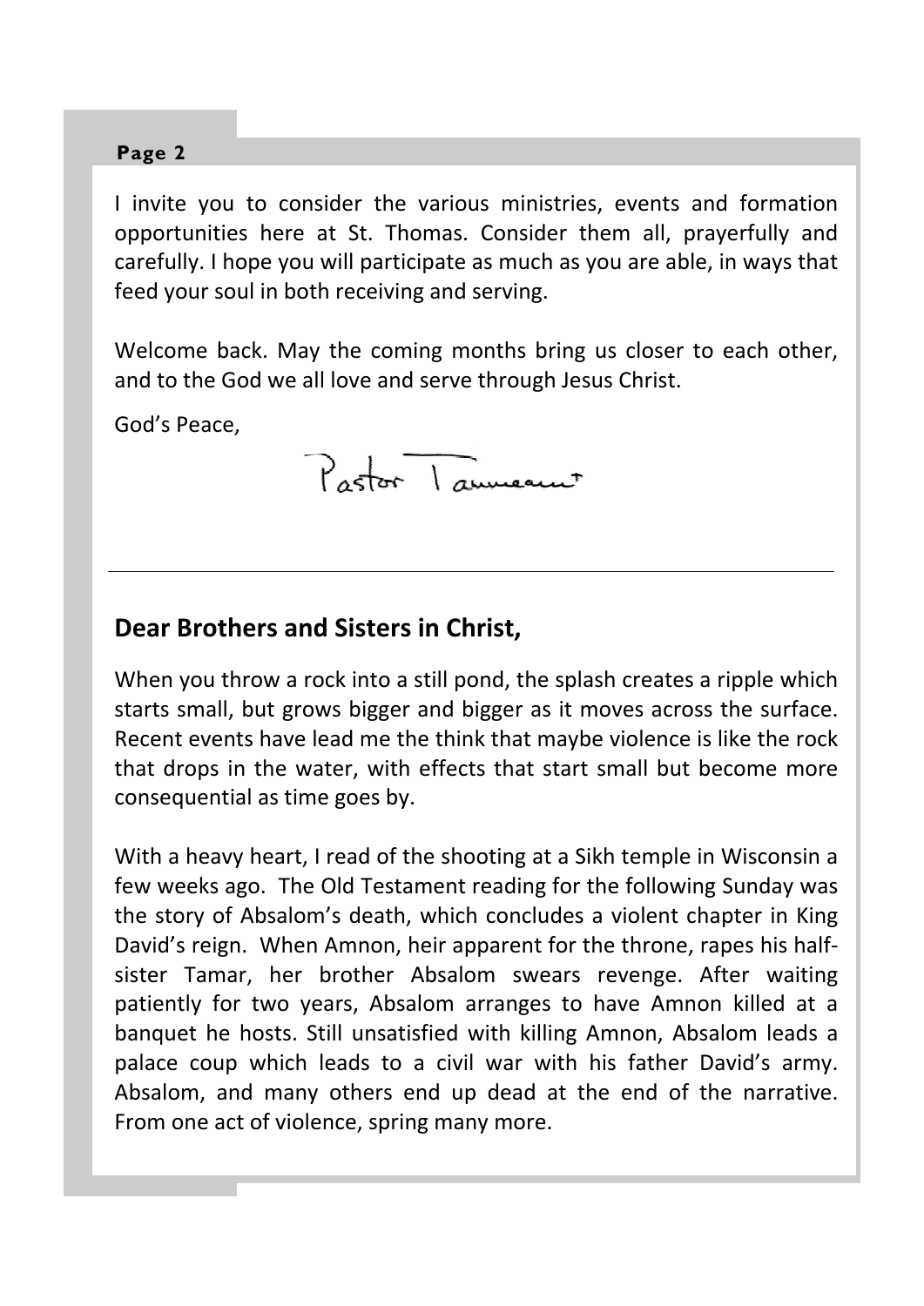I invite you to consider the various ministries, events and formation opportunities here at St. Thomas. Consider them all, prayerfully and carefully. I hope you will participate as much as you are able, in ways that feed your soul in both receiving and serving.

Welcome back. May the coming months bring us closer to each other, and to the God we all love and serve through Jesus Christ.

God's Peace,

Pastor Tammeant

---

## Dear Brothers and Sisters in Christ,

When you throw a rock into a still pond, the splash creates a ripple which starts small, but grows bigger and bigger as it moves across the surface. Recent events have lead me the think that maybe violence is like the rock that drops in the water, with effects that start small but become more consequential as time goes by.

With a heavy heart, I read of the shooting at a Sikh temple in Wisconsin a few weeks ago. The Old Testament reading for the following Sunday was the story of Absalom's death, which concludes a violent chapter in King David's reign. When Amnon, heir apparent for the throne, rapes his half-sister Tamar, her brother Absalom swears revenge. After waiting patiently for two years, Absalom arranges to have Amnon killed at a banquet he hosts. Still unsatisfied with killing Amnon, Absalom leads a palace coup which leads to a civil war with his father David's army. Absalom, and many others end up dead at the end of the narrative. From one act of violence, spring many more.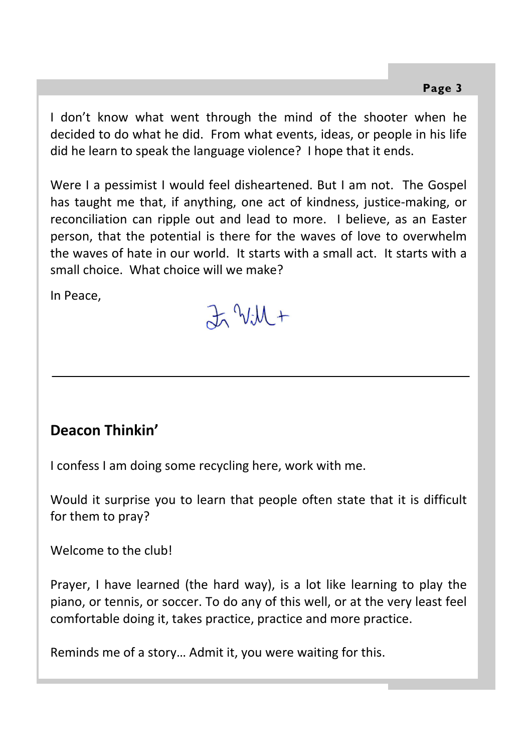I don't know what went through the mind of the shooter when he decided to do what he did. From what events, ideas, or people in his life did he learn to speak the language violence? I hope that it ends.

Were I a pessimist I would feel disheartened. But I am not. The Gospel has taught me that, if anything, one act of kindness, justice-making, or reconciliation can ripple out and lead to more. I believe, as an Easter person, that the potential is there for the waves of love to overwhelm the waves of hate in our world. It starts with a small act. It starts with a small choice. What choice will we make?

In Peace,

Fr Will +

---

## Deacon Thinkin'

I confess I am doing some recycling here, work with me.

Would it surprise you to learn that people often state that it is difficult for them to pray?

Welcome to the club!

Prayer, I have learned (the hard way), is a lot like learning to play the piano, or tennis, or soccer. To do any of this well, or at the very least feel comfortable doing it, takes practice, practice and more practice.

Reminds me of a story… Admit it, you were waiting for this.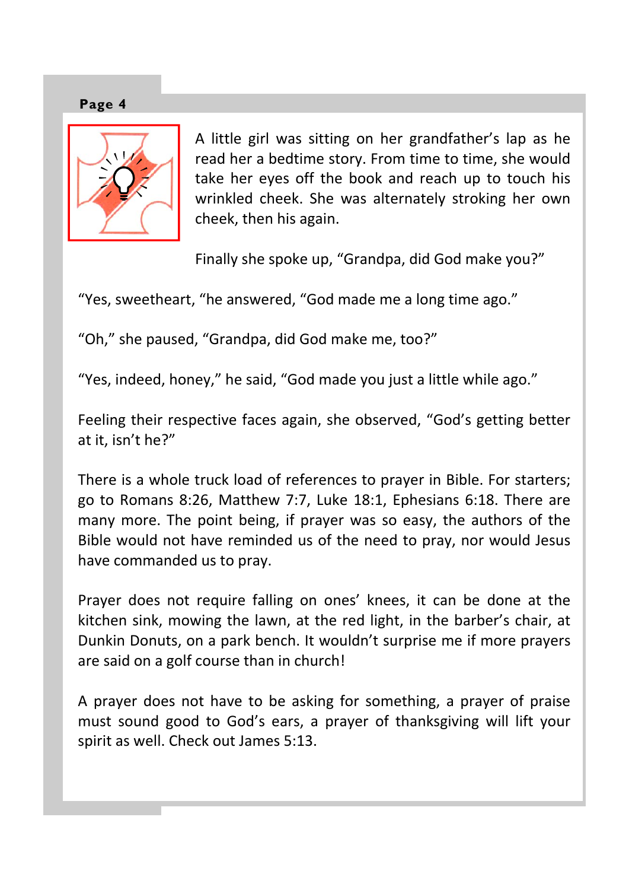A little girl was sitting on her grandfather's lap as he read her a bedtime story. From time to time, she would take her eyes off the book and reach up to touch his wrinkled cheek. She was alternately stroking her own cheek, then his again.

Finally she spoke up, "Grandpa, did God make you?"

"Yes, sweetheart, "he answered, "God made me a long time ago."

"Oh," she paused, "Grandpa, did God make me, too?"

"Yes, indeed, honey," he said, "God made you just a little while ago."

Feeling their respective faces again, she observed, "God's getting better at it, isn't he?"

There is a whole truck load of references to prayer in Bible. For starters; go to Romans 8:26, Matthew 7:7, Luke 18:1, Ephesians 6:18. There are many more. The point being, if prayer was so easy, the authors of the Bible would not have reminded us of the need to pray, nor would Jesus have commanded us to pray.

Prayer does not require falling on ones' knees, it can be done at the kitchen sink, mowing the lawn, at the red light, in the barber's chair, at Dunkin Donuts, on a park bench. It wouldn't surprise me if more prayers are said on a golf course than in church!

A prayer does not have to be asking for something, a prayer of praise must sound good to God's ears, a prayer of thanksgiving will lift your spirit as well. Check out James 5:13.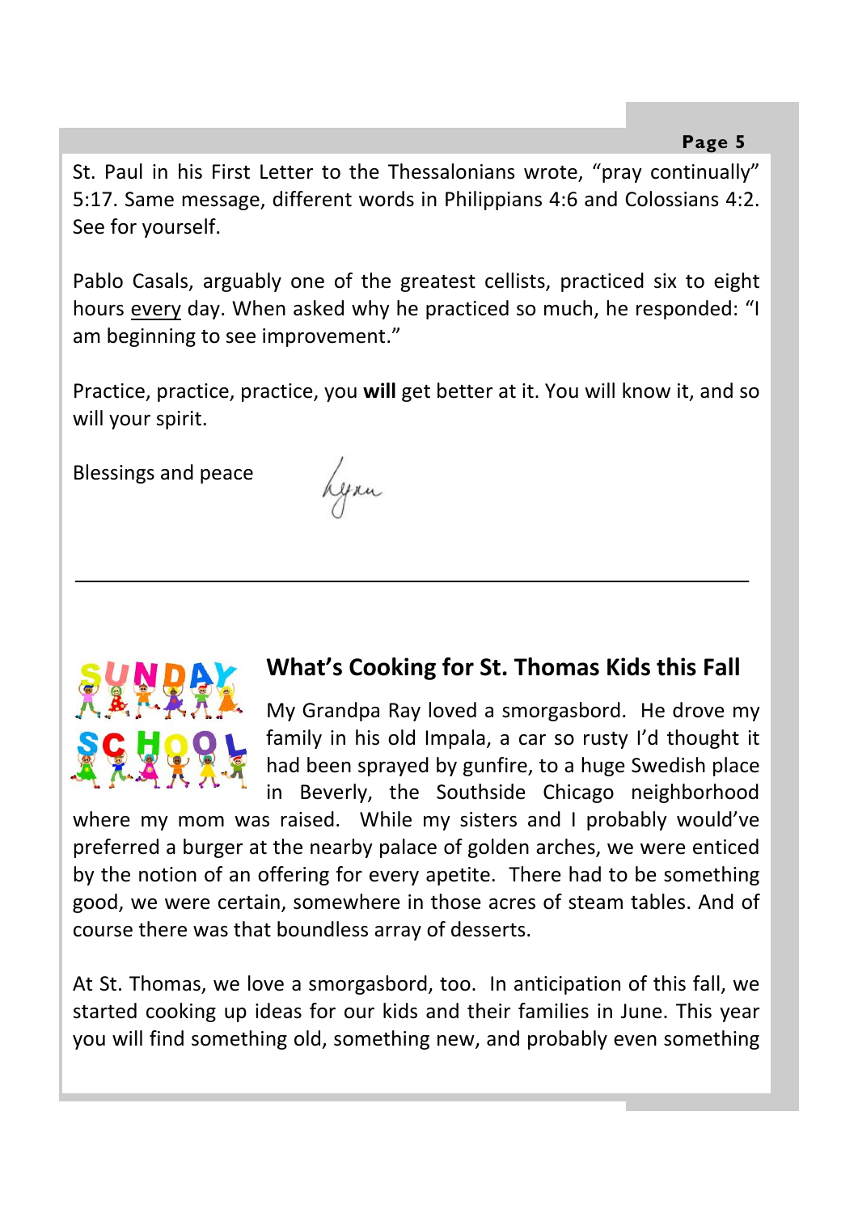St. Paul in his First Letter to the Thessalonians wrote, “pray continually” 5:17. Same message, different words in Philippians 4:6 and Colossians 4:2. See for yourself.

Pablo Casals, arguably one of the greatest cellists, practiced six to eight hours every day. When asked why he practiced so much, he responded: “I am beginning to see improvement.”

Practice, practice, practice, you **will** get better at it. You will know it, and so will your spirit.

Blessings and peace

Lynn

---

## What’s Cooking for St. Thomas Kids this Fall

My Grandpa Ray loved a smorgasbord. He drove my family in his old Impala, a car so rusty I’d thought it had been sprayed by gunfire, to a huge Swedish place in Beverly, the Southside Chicago neighborhood where my mom was raised. While my sisters and I probably would’ve preferred a burger at the nearby palace of golden arches, we were enticed by the notion of an offering for every apetite. There had to be something good, we were certain, somewhere in those acres of steam tables. And of course there was that boundless array of desserts.

At St. Thomas, we love a smorgasbord, too. In anticipation of this fall, we started cooking up ideas for our kids and their families in June. This year you will find something old, something new, and probably even something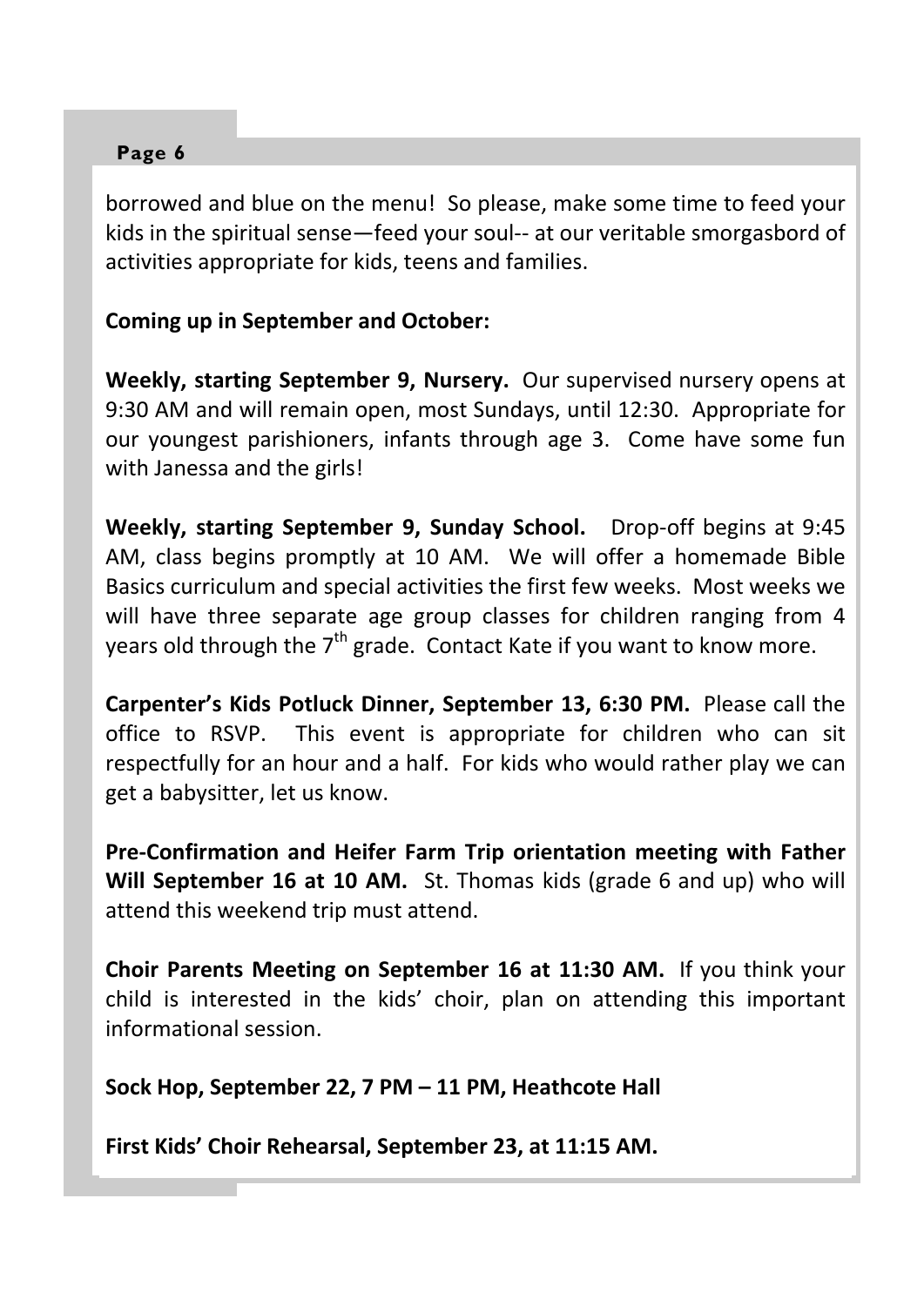borrowed and blue on the menu! So please, make some time to feed your kids in the spiritual sense—feed your soul-- at our veritable smorgasbord of activities appropriate for kids, teens and families.

**Coming up in September and October:**

**Weekly, starting September 9, Nursery.** Our supervised nursery opens at 9:30 AM and will remain open, most Sundays, until 12:30. Appropriate for our youngest parishioners, infants through age 3. Come have some fun with Janessa and the girls!

**Weekly, starting September 9, Sunday School.** Drop-off begins at 9:45 AM, class begins promptly at 10 AM. We will offer a homemade Bible Basics curriculum and special activities the first few weeks. Most weeks we will have three separate age group classes for children ranging from 4 years old through the 7th grade. Contact Kate if you want to know more.

**Carpenter's Kids Potluck Dinner, September 13, 6:30 PM.** Please call the office to RSVP. This event is appropriate for children who can sit respectfully for an hour and a half. For kids who would rather play we can get a babysitter, let us know.

**Pre-Confirmation and Heifer Farm Trip orientation meeting with Father Will September 16 at 10 AM.** St. Thomas kids (grade 6 and up) who will attend this weekend trip must attend.

**Choir Parents Meeting on September 16 at 11:30 AM.** If you think your child is interested in the kids' choir, plan on attending this important informational session.

**Sock Hop, September 22, 7 PM – 11 PM, Heathcote Hall**

**First Kids' Choir Rehearsal, September 23, at 11:15 AM.**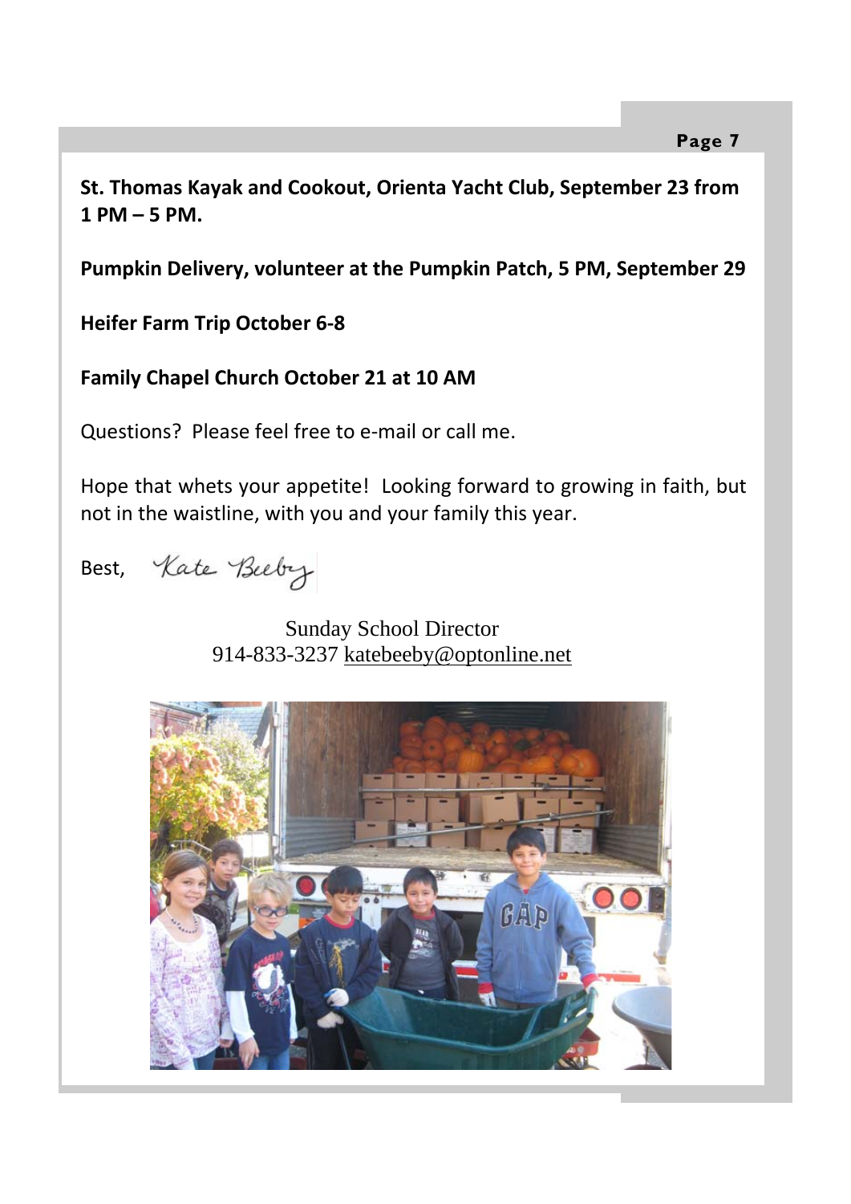**St. Thomas Kayak and Cookout, Orienta Yacht Club, September 23 from 1 PM – 5 PM.**

**Pumpkin Delivery, volunteer at the Pumpkin Patch, 5 PM, September 29**

**Heifer Farm Trip October 6-8**

**Family Chapel Church October 21 at 10 AM**

Questions? Please feel free to e-mail or call me.

Hope that whets your appetite! Looking forward to growing in faith, but not in the waistline, with you and your family this year.

Best, Kate Beeby

Sunday School Director
914-833-3237 katebeeby@optonline.net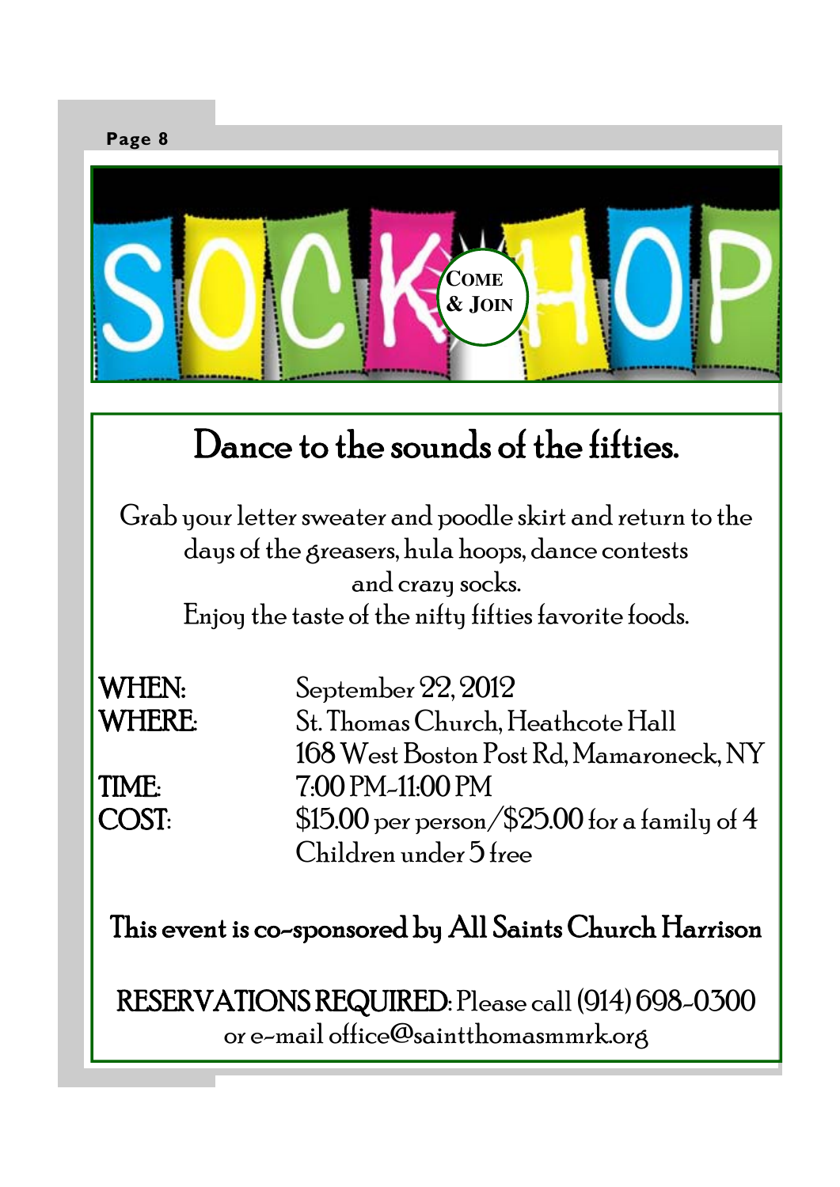# SOCK HOP

COME & JOIN

## Dance to the sounds of the fifties.

Grab your letter sweater and poodle skirt and return to the days of the greasers, hula hoops, dance contests and crazy socks.
Enjoy the taste of the nifty fifties favorite foods.

**WHEN:** September 22, 2012

**WHERE:** St. Thomas Church, Heathcote Hall
168 West Boston Post Rd, Mamaroneck, NY

**TIME:** 7:00 PM-11:00 PM

**COST:** $15.00 per person/$25.00 for a family of 4
Children under 5 free

This event is co-sponsored by All Saints Church Harrison

**RESERVATIONS REQUIRED**: Please call (914) 698-0300 or e-mail office@saintthomasmmrk.org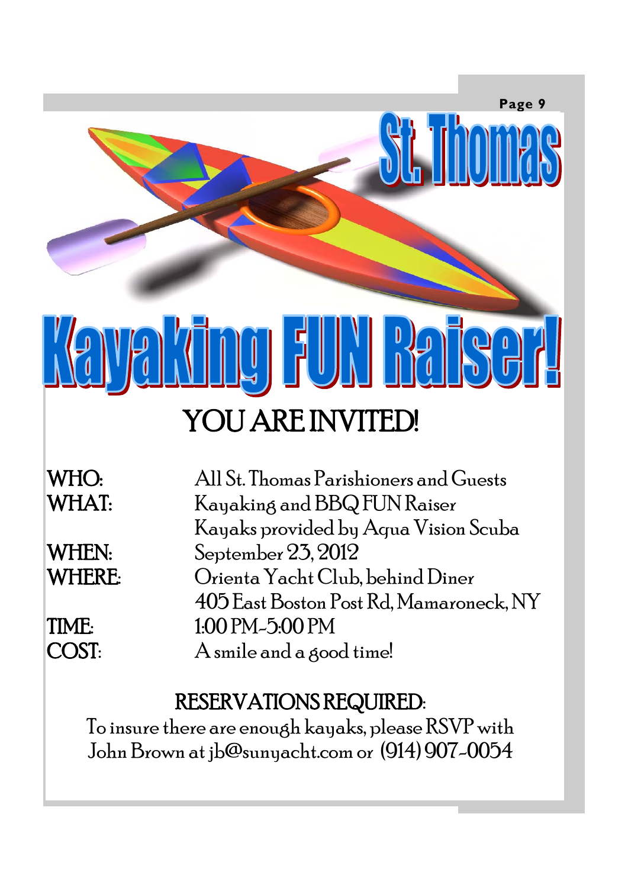# St. Thomas

# Kayaking FUN Raiser!

## YOU ARE INVITED!

**WHO:** All St. Thomas Parishioners and Guests

**WHAT:** Kayaking and BBQ FUN Raiser
Kayaks provided by Aqua Vision Scuba

**WHEN:** September 23, 2012

**WHERE:** Orienta Yacht Club, behind Diner
405 East Boston Post Rd, Mamaroneck, NY

**TIME:** 1:00 PM-5:00 PM

**COST:** A smile and a good time!

## RESERVATIONS REQUIRED:

To insure there are enough kayaks, please RSVP with John Brown at jb@sunyacht.com or (914) 907-0054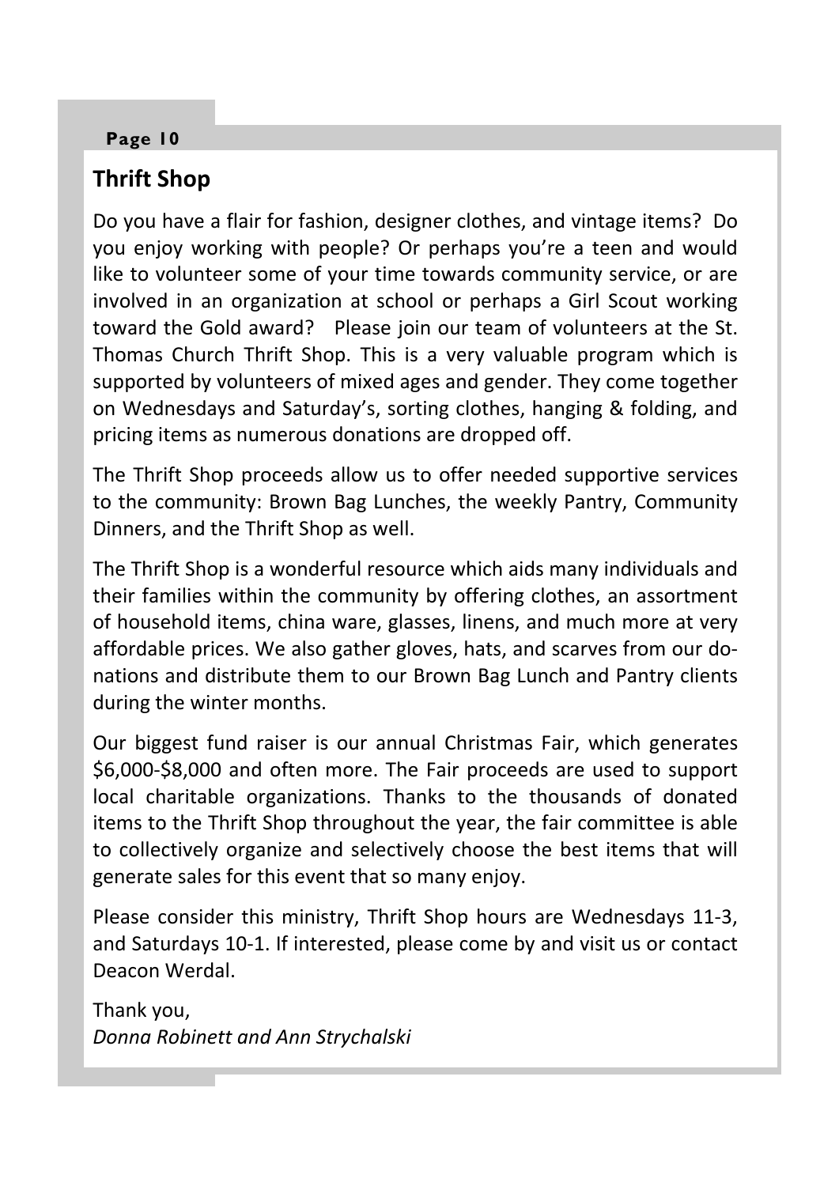## Thrift Shop

Do you have a flair for fashion, designer clothes, and vintage items? Do you enjoy working with people? Or perhaps you're a teen and would like to volunteer some of your time towards community service, or are involved in an organization at school or perhaps a Girl Scout working toward the Gold award? Please join our team of volunteers at the St. Thomas Church Thrift Shop. This is a very valuable program which is supported by volunteers of mixed ages and gender. They come together on Wednesdays and Saturday's, sorting clothes, hanging & folding, and pricing items as numerous donations are dropped off.

The Thrift Shop proceeds allow us to offer needed supportive services to the community: Brown Bag Lunches, the weekly Pantry, Community Dinners, and the Thrift Shop as well.

The Thrift Shop is a wonderful resource which aids many individuals and their families within the community by offering clothes, an assortment of household items, china ware, glasses, linens, and much more at very affordable prices. We also gather gloves, hats, and scarves from our donations and distribute them to our Brown Bag Lunch and Pantry clients during the winter months.

Our biggest fund raiser is our annual Christmas Fair, which generates $6,000-$8,000 and often more. The Fair proceeds are used to support local charitable organizations. Thanks to the thousands of donated items to the Thrift Shop throughout the year, the fair committee is able to collectively organize and selectively choose the best items that will generate sales for this event that so many enjoy.

Please consider this ministry, Thrift Shop hours are Wednesdays 11-3, and Saturdays 10-1. If interested, please come by and visit us or contact Deacon Werdal.

Thank you,
*Donna Robinett and Ann Strychalski*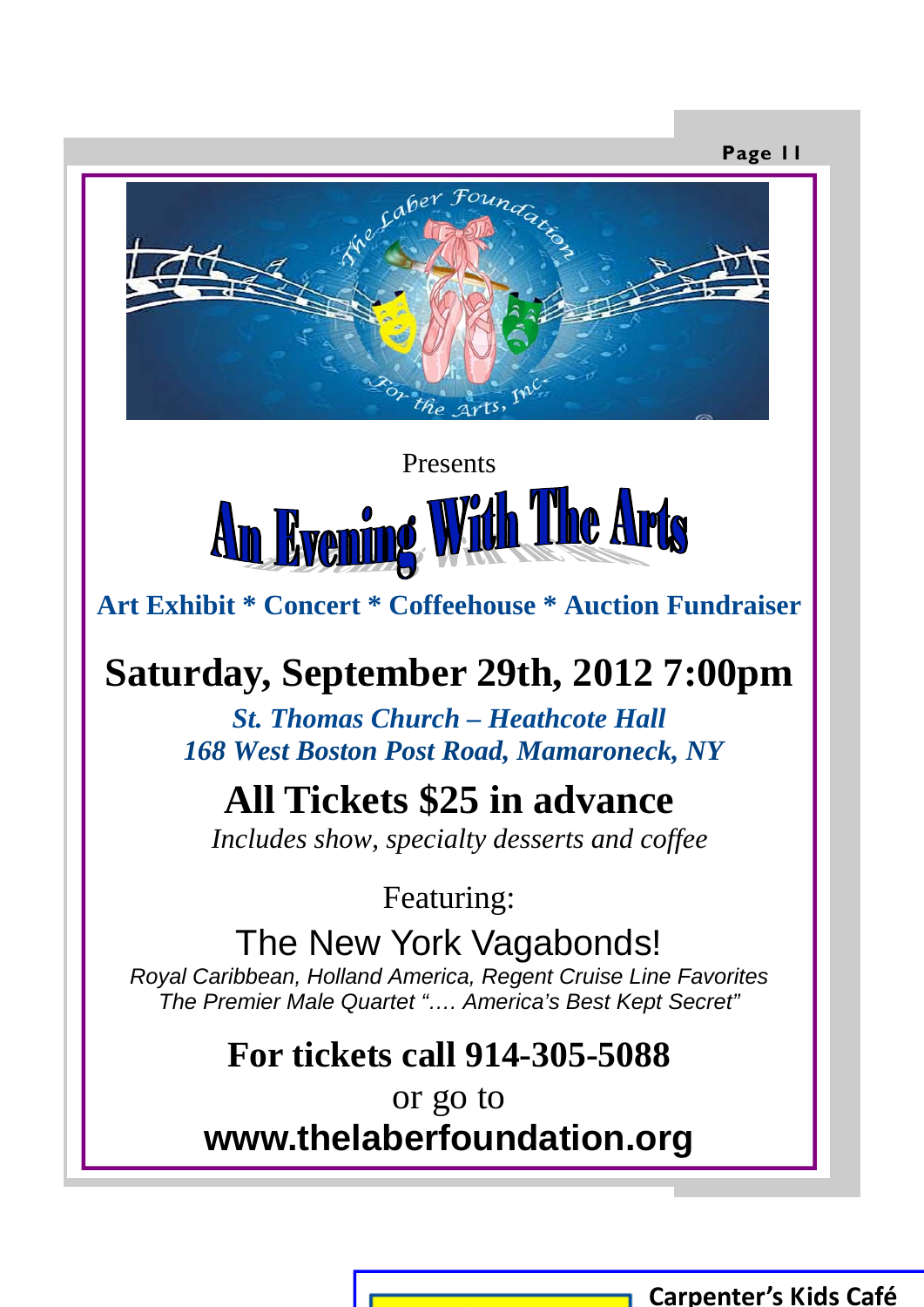Presents

# An Evening With The Arts

**Art Exhibit * Concert * Coffeehouse * Auction Fundraiser**

## Saturday, September 29th, 2012 7:00pm

***St. Thomas Church – Heathcote Hall***
***168 West Boston Post Road, Mamaroneck, NY***

## All Tickets $25 in advance

*Includes show, specialty desserts and coffee*

Featuring:

### The New York Vagabonds!

*Royal Caribbean, Holland America, Regent Cruise Line Favorites*
*The Premier Male Quartet "…. America's Best Kept Secret"*

**For tickets call 914-305-5088**

or go to

**www.thelaberfoundation.org**

**Carpenter's Kids Café**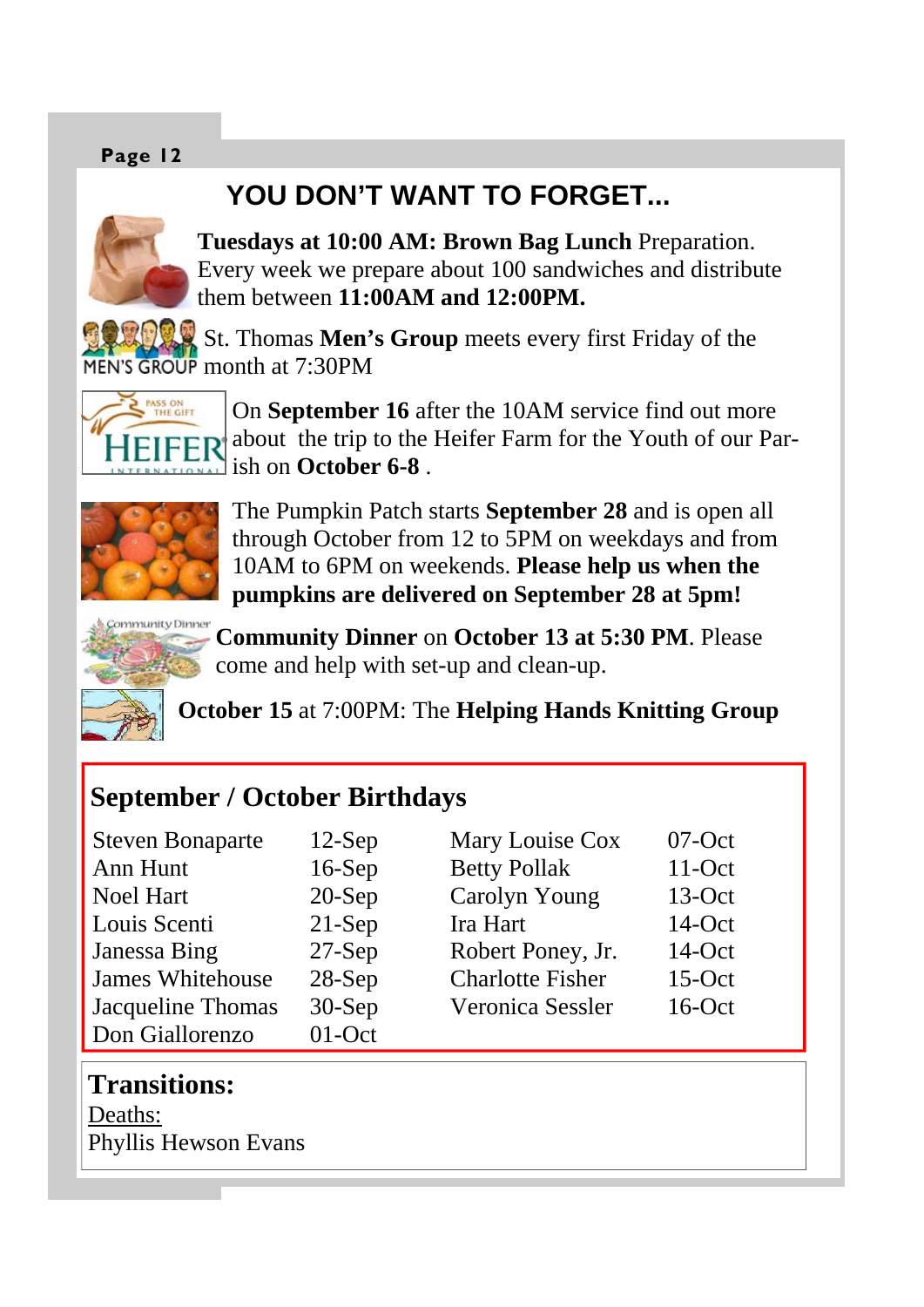# YOU DON'T WANT TO FORGET...

**Tuesdays at 10:00 AM: Brown Bag Lunch** Preparation. Every week we prepare about 100 sandwiches and distribute them between **11:00AM and 12:00PM.**

St. Thomas **Men's Group** meets every first Friday of the month at 7:30PM

On **September 16** after the 10AM service find out more about the trip to the Heifer Farm for the Youth of our Parish on **October 6-8** .

The Pumpkin Patch starts **September 28** and is open all through October from 12 to 5PM on weekdays and from 10AM to 6PM on weekends. **Please help us when the pumpkins are delivered on September 28 at 5pm!**

**Community Dinner** on **October 13 at 5:30 PM**. Please come and help with set-up and clean-up.

**October 15** at 7:00PM: The **Helping Hands Knitting Group**

## September / October Birthdays

| | | | |
|---|---|---|---|
| Steven Bonaparte | 12-Sep | Mary Louise Cox | 07-Oct |
| Ann Hunt | 16-Sep | Betty Pollak | 11-Oct |
| Noel Hart | 20-Sep | Carolyn Young | 13-Oct |
| Louis Scenti | 21-Sep | Ira Hart | 14-Oct |
| Janessa Bing | 27-Sep | Robert Poney, Jr. | 14-Oct |
| James Whitehouse | 28-Sep | Charlotte Fisher | 15-Oct |
| Jacqueline Thomas | 30-Sep | Veronica Sessler | 16-Oct |
| Don Giallorenzo | 01-Oct | | |

## Transitions:

Deaths:

Phyllis Hewson Evans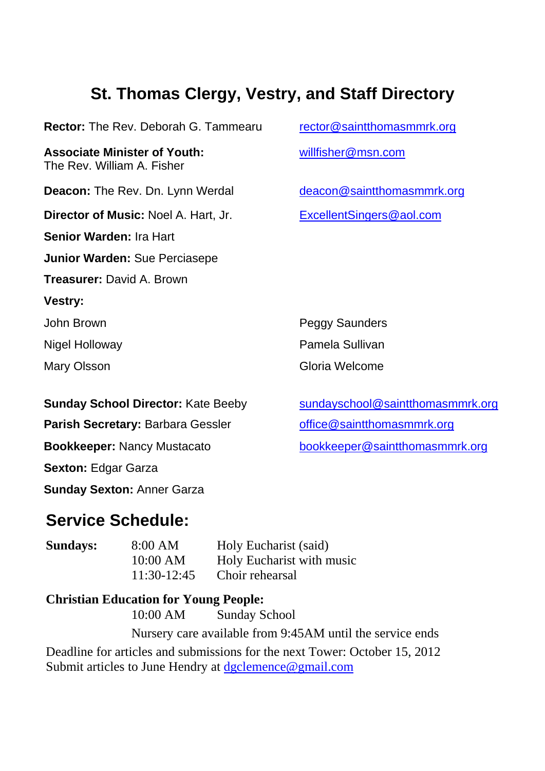# St. Thomas Clergy, Vestry, and Staff Directory

**Rector:** The Rev. Deborah G. Tammearu — rector@saintthomasmmrk.org

**Associate Minister of Youth:** The Rev. William A. Fisher — willfisher@msn.com

**Deacon:** The Rev. Dn. Lynn Werdal — deacon@saintthomasmmrk.org

**Director of Music:** Noel A. Hart, Jr. — ExcellentSingers@aol.com

**Senior Warden:** Ira Hart

**Junior Warden:** Sue Perciasepe

**Treasurer:** David A. Brown

**Vestry:**

| | |
|---|---|
| John Brown | Peggy Saunders |
| Nigel Holloway | Pamela Sullivan |
| Mary Olsson | Gloria Welcome |

**Sunday School Director:** Kate Beeby — sundayschool@saintthomasmmrk.org

**Parish Secretary:** Barbara Gessler — office@saintthomasmmrk.org

**Bookkeeper:** Nancy Mustacato — bookkeeper@saintthomasmmrk.org

**Sexton:** Edgar Garza

**Sunday Sexton:** Anner Garza

## Service Schedule:

| | | |
|---|---|---|
| **Sundays:** | 8:00 AM | Holy Eucharist (said) |
| | 10:00 AM | Holy Eucharist with music |
| | 11:30-12:45 | Choir rehearsal |

**Christian Education for Young People:**

10:00 AM Sunday School

Nursery care available from 9:45AM until the service ends

Deadline for articles and submissions for the next Tower: October 15, 2012
Submit articles to June Hendry at dgclemence@gmail.com